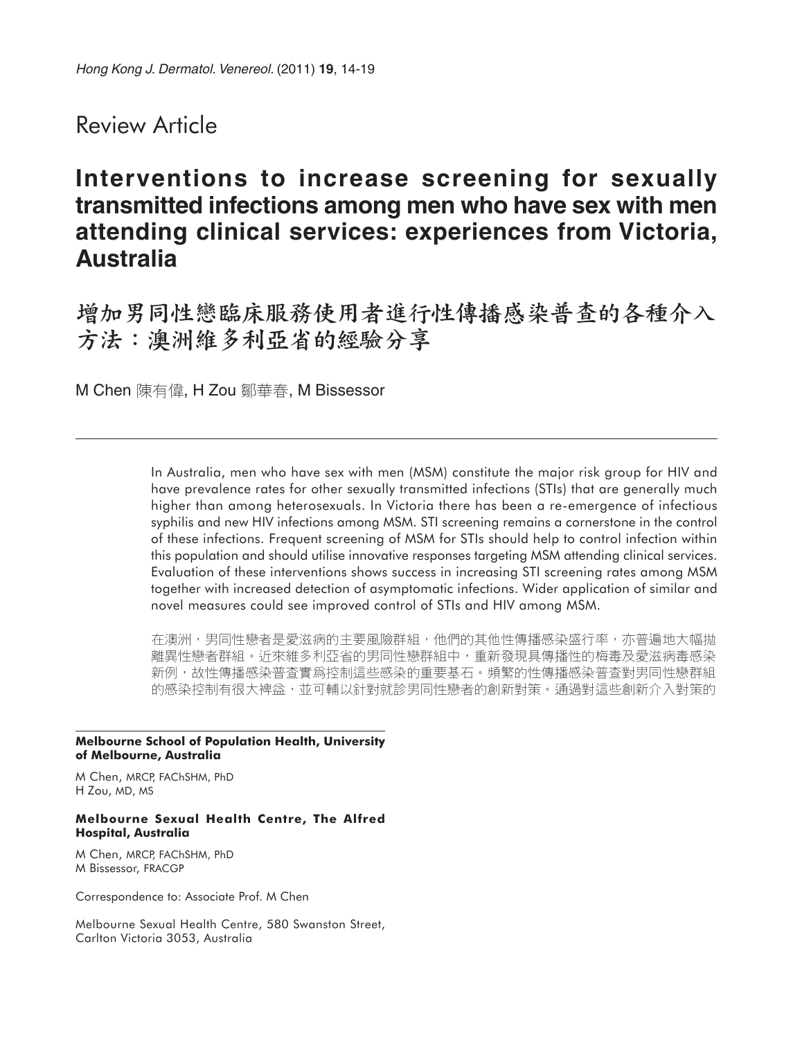Review Article

# Interventions to increase screening for sexually transmitted infections among men who have sex with men attending clinical services: experiences from Victoria, Australia

# 增加男同性戀臨床服務使用者進行性傳播感染普查的各種介入方法：澳洲維多利亞省的經驗分享

M Chen 陳有偉, H Zou 鄒華春, M Bissessor

In Australia, men who have sex with men (MSM) constitute the major risk group for HIV and have prevalence rates for other sexually transmitted infections (STIs) that are generally much higher than among heterosexuals. In Victoria there has been a re-emergence of infectious syphilis and new HIV infections among MSM. STI screening remains a cornerstone in the control of these infections. Frequent screening of MSM for STIs should help to control infection within this population and should utilise innovative responses targeting MSM attending clinical services. Evaluation of these interventions shows success in increasing STI screening rates among MSM together with increased detection of asymptomatic infections. Wider application of similar and novel measures could see improved control of STIs and HIV among MSM.

在澳洲，男同性戀者是愛滋病的主要風險群組，他們的其他性傳播感染盛行率，亦普遍地大幅拋離異性戀者群組。近來維多利亞省的男同性戀群組中，重新發現具傳播性的梅毒及愛滋病毒感染新例，故性傳播感染普查實爲控制這些感染的重要基石。頻繁的性傳播感染普查對男同性戀群組的感染控制有很大裨益，並可輔以針對就診男同性戀者的創新對策。通過對這些創新介入對策的

**Melbourne School of Population Health, University of Melbourne, Australia**

M Chen, MRCP, FAChSHM, PhD
H Zou, MD, MS

**Melbourne Sexual Health Centre, The Alfred Hospital, Australia**

M Chen, MRCP, FAChSHM, PhD
M Bissessor, FRACGP

Correspondence to: Associate Prof. M Chen

Melbourne Sexual Health Centre, 580 Swanston Street, Carlton Victoria 3053, Australia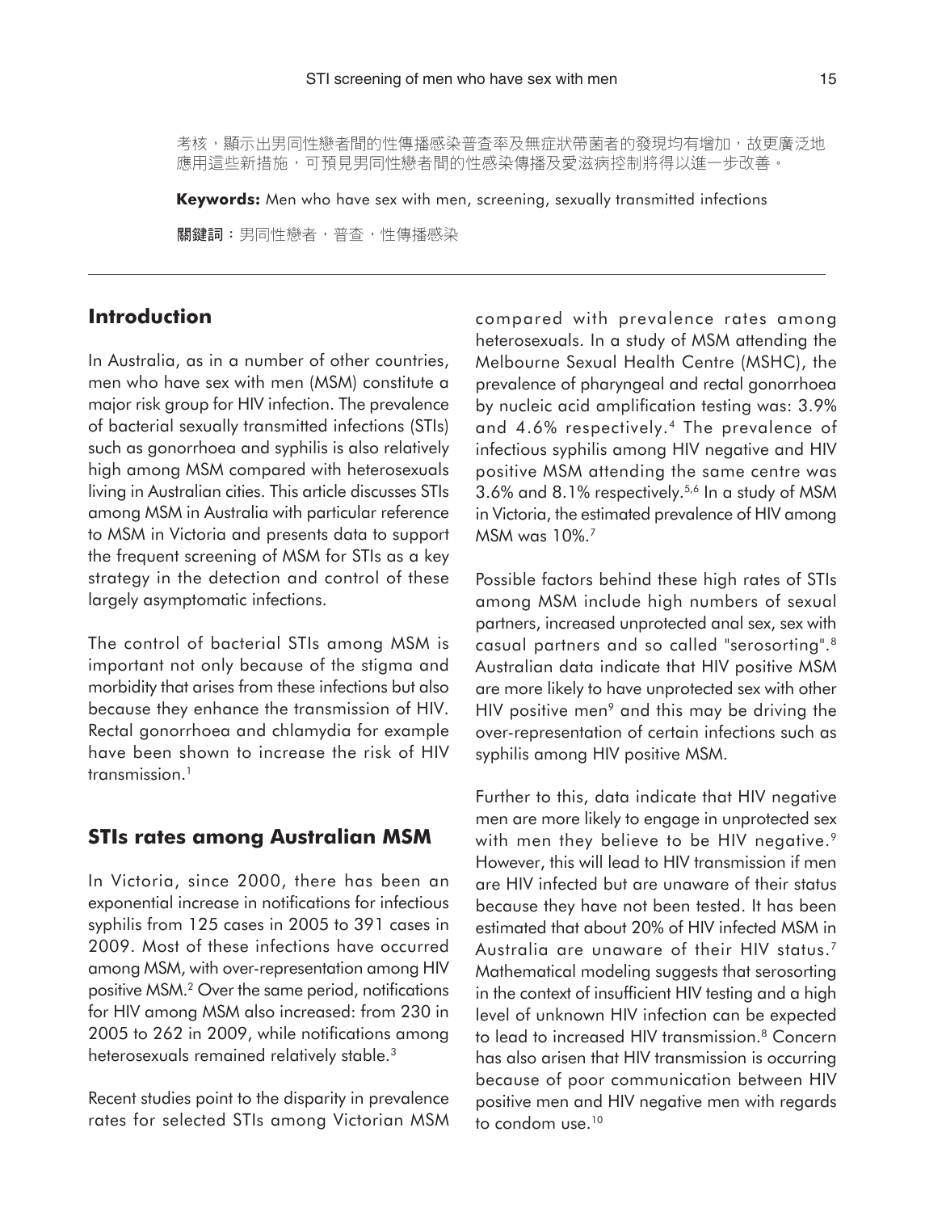考核，顯示出男同性戀者間的性傳播感染普查率及無症狀帶菌者的發現均有增加，故更廣泛地應用這些新措施，可預見男同性戀者間的性感染傳播及愛滋病控制將得以進一步改善。

**Keywords:** Men who have sex with men, screening, sexually transmitted infections

**關鍵詞**：男同性戀者，普查，性傳播感染

## Introduction

In Australia, as in a number of other countries, men who have sex with men (MSM) constitute a major risk group for HIV infection. The prevalence of bacterial sexually transmitted infections (STIs) such as gonorrhoea and syphilis is also relatively high among MSM compared with heterosexuals living in Australian cities. This article discusses STIs among MSM in Australia with particular reference to MSM in Victoria and presents data to support the frequent screening of MSM for STIs as a key strategy in the detection and control of these largely asymptomatic infections.

The control of bacterial STIs among MSM is important not only because of the stigma and morbidity that arises from these infections but also because they enhance the transmission of HIV. Rectal gonorrhoea and chlamydia for example have been shown to increase the risk of HIV transmission.[1]

## STIs rates among Australian MSM

In Victoria, since 2000, there has been an exponential increase in notifications for infectious syphilis from 125 cases in 2005 to 391 cases in 2009. Most of these infections have occurred among MSM, with over-representation among HIV positive MSM.[2] Over the same period, notifications for HIV among MSM also increased: from 230 in 2005 to 262 in 2009, while notifications among heterosexuals remained relatively stable.[3]

Recent studies point to the disparity in prevalence rates for selected STIs among Victorian MSM compared with prevalence rates among heterosexuals. In a study of MSM attending the Melbourne Sexual Health Centre (MSHC), the prevalence of pharyngeal and rectal gonorrhoea by nucleic acid amplification testing was: 3.9% and 4.6% respectively.[4] The prevalence of infectious syphilis among HIV negative and HIV positive MSM attending the same centre was 3.6% and 8.1% respectively.[5,6] In a study of MSM in Victoria, the estimated prevalence of HIV among MSM was 10%.[7]

Possible factors behind these high rates of STIs among MSM include high numbers of sexual partners, increased unprotected anal sex, sex with casual partners and so called "serosorting".[8] Australian data indicate that HIV positive MSM are more likely to have unprotected sex with other HIV positive men[9] and this may be driving the over-representation of certain infections such as syphilis among HIV positive MSM.

Further to this, data indicate that HIV negative men are more likely to engage in unprotected sex with men they believe to be HIV negative.[9] However, this will lead to HIV transmission if men are HIV infected but are unaware of their status because they have not been tested. It has been estimated that about 20% of HIV infected MSM in Australia are unaware of their HIV status.[7] Mathematical modeling suggests that serosorting in the context of insufficient HIV testing and a high level of unknown HIV infection can be expected to lead to increased HIV transmission.[8] Concern has also arisen that HIV transmission is occurring because of poor communication between HIV positive men and HIV negative men with regards to condom use.[10]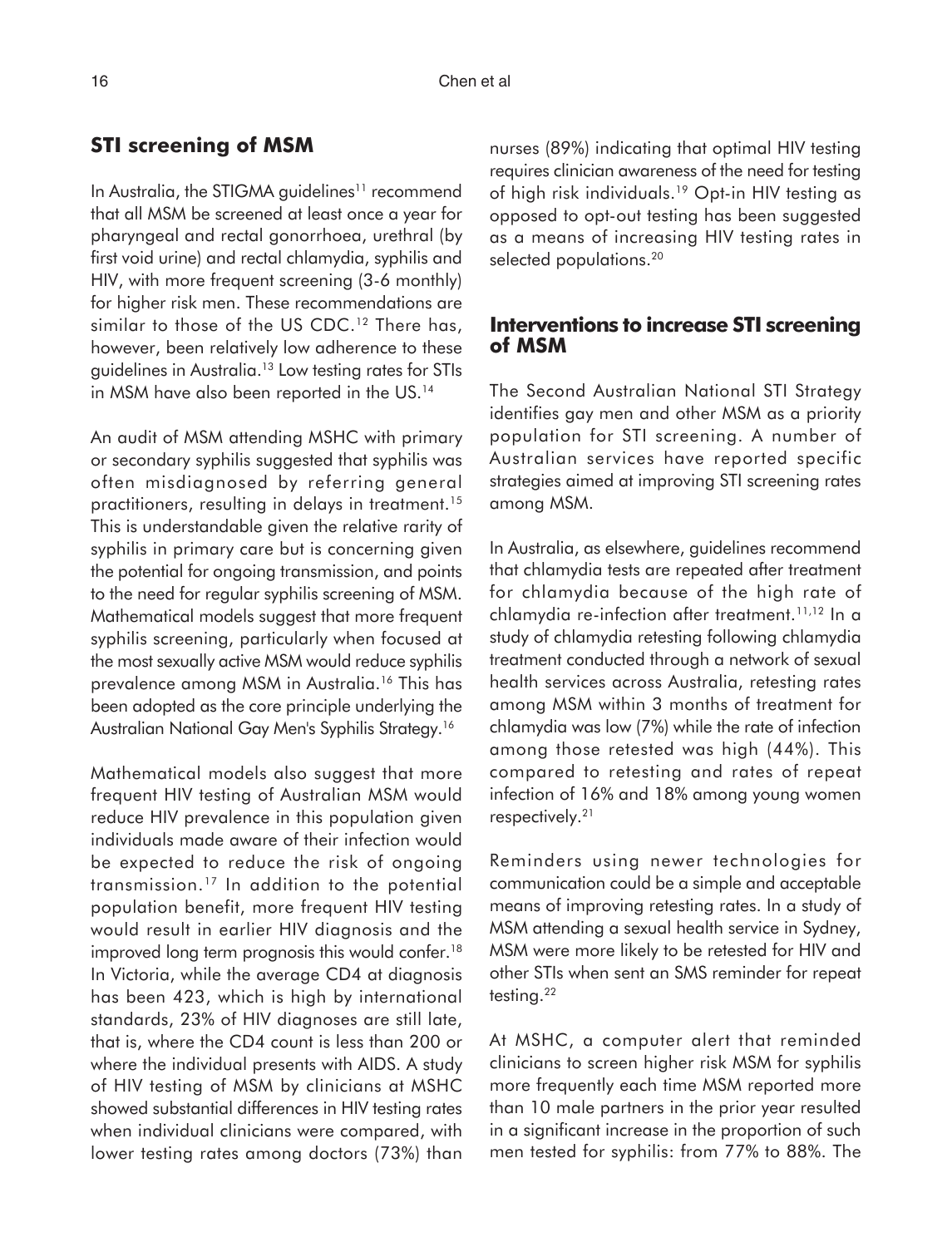## STI screening of MSM

In Australia, the STIGMA guidelines[11] recommend that all MSM be screened at least once a year for pharyngeal and rectal gonorrhoea, urethral (by first void urine) and rectal chlamydia, syphilis and HIV, with more frequent screening (3-6 monthly) for higher risk men. These recommendations are similar to those of the US CDC.[12] There has, however, been relatively low adherence to these guidelines in Australia.[13] Low testing rates for STIs in MSM have also been reported in the US.[14]

An audit of MSM attending MSHC with primary or secondary syphilis suggested that syphilis was often misdiagnosed by referring general practitioners, resulting in delays in treatment.[15] This is understandable given the relative rarity of syphilis in primary care but is concerning given the potential for ongoing transmission, and points to the need for regular syphilis screening of MSM. Mathematical models suggest that more frequent syphilis screening, particularly when focused at the most sexually active MSM would reduce syphilis prevalence among MSM in Australia.[16] This has been adopted as the core principle underlying the Australian National Gay Men's Syphilis Strategy.[16]

Mathematical models also suggest that more frequent HIV testing of Australian MSM would reduce HIV prevalence in this population given individuals made aware of their infection would be expected to reduce the risk of ongoing transmission.[17] In addition to the potential population benefit, more frequent HIV testing would result in earlier HIV diagnosis and the improved long term prognosis this would confer.[18] In Victoria, while the average CD4 at diagnosis has been 423, which is high by international standards, 23% of HIV diagnoses are still late, that is, where the CD4 count is less than 200 or where the individual presents with AIDS. A study of HIV testing of MSM by clinicians at MSHC showed substantial differences in HIV testing rates when individual clinicians were compared, with lower testing rates among doctors (73%) than nurses (89%) indicating that optimal HIV testing requires clinician awareness of the need for testing of high risk individuals.[19] Opt-in HIV testing as opposed to opt-out testing has been suggested as a means of increasing HIV testing rates in selected populations.[20]

## Interventions to increase STI screening of MSM

The Second Australian National STI Strategy identifies gay men and other MSM as a priority population for STI screening. A number of Australian services have reported specific strategies aimed at improving STI screening rates among MSM.

In Australia, as elsewhere, guidelines recommend that chlamydia tests are repeated after treatment for chlamydia because of the high rate of chlamydia re-infection after treatment.[11,12] In a study of chlamydia retesting following chlamydia treatment conducted through a network of sexual health services across Australia, retesting rates among MSM within 3 months of treatment for chlamydia was low (7%) while the rate of infection among those retested was high (44%). This compared to retesting and rates of repeat infection of 16% and 18% among young women respectively.[21]

Reminders using newer technologies for communication could be a simple and acceptable means of improving retesting rates. In a study of MSM attending a sexual health service in Sydney, MSM were more likely to be retested for HIV and other STIs when sent an SMS reminder for repeat testing.[22]

At MSHC, a computer alert that reminded clinicians to screen higher risk MSM for syphilis more frequently each time MSM reported more than 10 male partners in the prior year resulted in a significant increase in the proportion of such men tested for syphilis: from 77% to 88%. The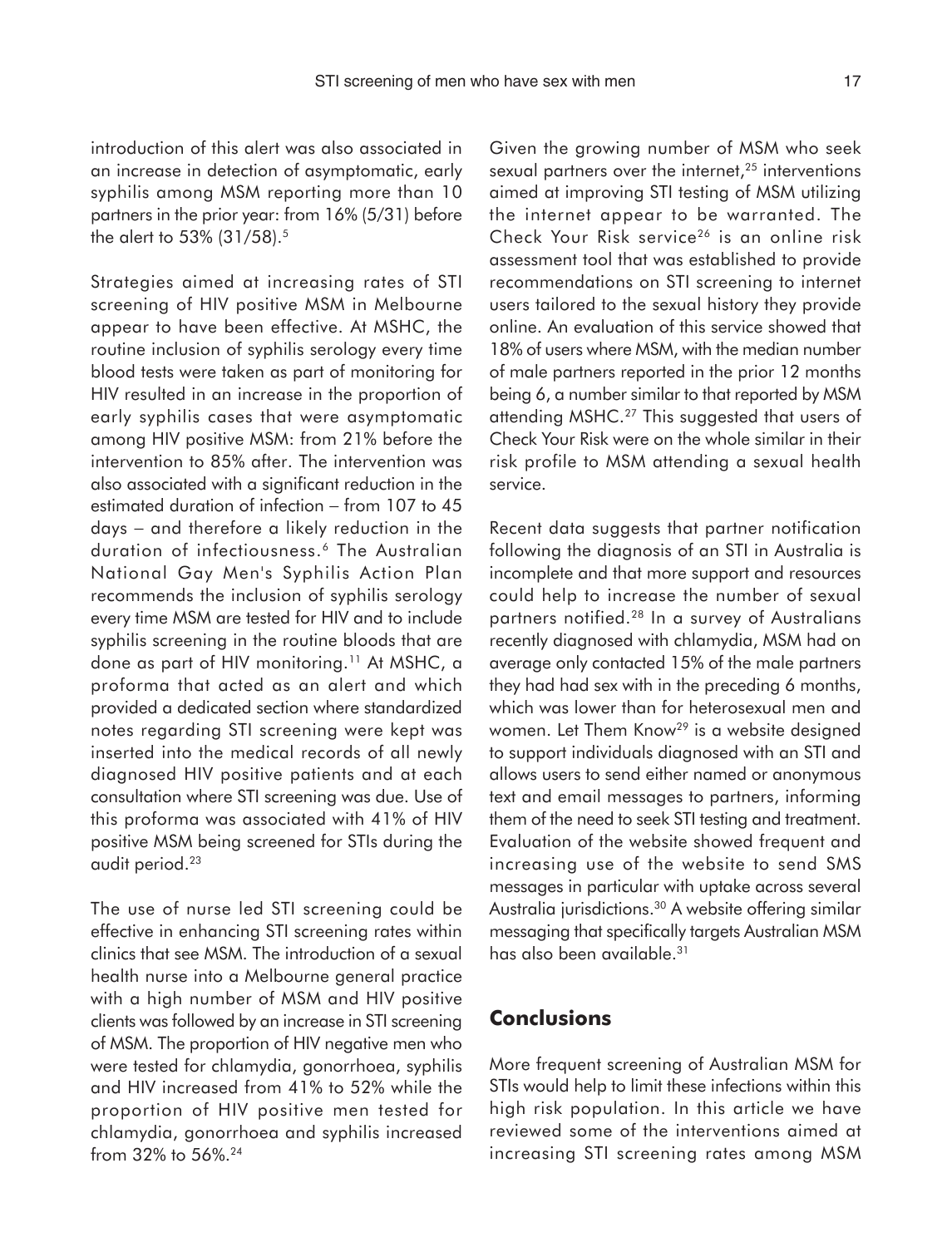introduction of this alert was also associated in an increase in detection of asymptomatic, early syphilis among MSM reporting more than 10 partners in the prior year: from 16% (5/31) before the alert to 53% (31/58).[5]

Strategies aimed at increasing rates of STI screening of HIV positive MSM in Melbourne appear to have been effective. At MSHC, the routine inclusion of syphilis serology every time blood tests were taken as part of monitoring for HIV resulted in an increase in the proportion of early syphilis cases that were asymptomatic among HIV positive MSM: from 21% before the intervention to 85% after. The intervention was also associated with a significant reduction in the estimated duration of infection – from 107 to 45 days – and therefore a likely reduction in the duration of infectiousness.[6] The Australian National Gay Men's Syphilis Action Plan recommends the inclusion of syphilis serology every time MSM are tested for HIV and to include syphilis screening in the routine bloods that are done as part of HIV monitoring.[11] At MSHC, a proforma that acted as an alert and which provided a dedicated section where standardized notes regarding STI screening were kept was inserted into the medical records of all newly diagnosed HIV positive patients and at each consultation where STI screening was due. Use of this proforma was associated with 41% of HIV positive MSM being screened for STIs during the audit period.[23]

The use of nurse led STI screening could be effective in enhancing STI screening rates within clinics that see MSM. The introduction of a sexual health nurse into a Melbourne general practice with a high number of MSM and HIV positive clients was followed by an increase in STI screening of MSM. The proportion of HIV negative men who were tested for chlamydia, gonorrhoea, syphilis and HIV increased from 41% to 52% while the proportion of HIV positive men tested for chlamydia, gonorrhoea and syphilis increased from 32% to 56%.[24]

Given the growing number of MSM who seek sexual partners over the internet,[25] interventions aimed at improving STI testing of MSM utilizing the internet appear to be warranted. The Check Your Risk service[26] is an online risk assessment tool that was established to provide recommendations on STI screening to internet users tailored to the sexual history they provide online. An evaluation of this service showed that 18% of users where MSM, with the median number of male partners reported in the prior 12 months being 6, a number similar to that reported by MSM attending MSHC.[27] This suggested that users of Check Your Risk were on the whole similar in their risk profile to MSM attending a sexual health service.

Recent data suggests that partner notification following the diagnosis of an STI in Australia is incomplete and that more support and resources could help to increase the number of sexual partners notified.[28] In a survey of Australians recently diagnosed with chlamydia, MSM had on average only contacted 15% of the male partners they had had sex with in the preceding 6 months, which was lower than for heterosexual men and women. Let Them Know[29] is a website designed to support individuals diagnosed with an STI and allows users to send either named or anonymous text and email messages to partners, informing them of the need to seek STI testing and treatment. Evaluation of the website showed frequent and increasing use of the website to send SMS messages in particular with uptake across several Australia jurisdictions.[30] A website offering similar messaging that specifically targets Australian MSM has also been available.[31]

## Conclusions

More frequent screening of Australian MSM for STIs would help to limit these infections within this high risk population. In this article we have reviewed some of the interventions aimed at increasing STI screening rates among MSM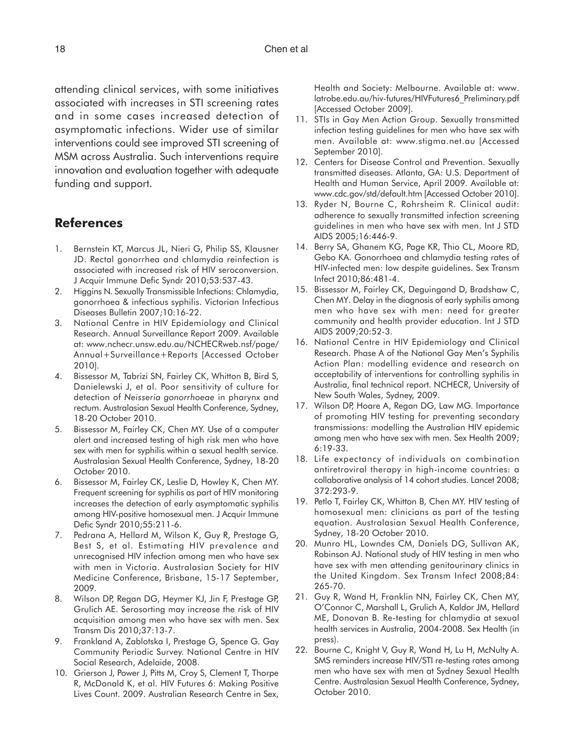attending clinical services, with some initiatives associated with increases in STI screening rates and in some cases increased detection of asymptomatic infections. Wider use of similar interventions could see improved STI screening of MSM across Australia. Such interventions require innovation and evaluation together with adequate funding and support.

## References

1. Bernstein KT, Marcus JL, Nieri G, Philip SS, Klausner JD. Rectal gonorrhea and chlamydia reinfection is associated with increased risk of HIV seroconversion. J Acquir Immune Defic Syndr 2010;53:537-43.
2. Higgins N. Sexually Transmissible Infections: Chlamydia, gonorrhoea & infectious syphilis. Victorian Infectious Diseases Bulletin 2007;10:16-22.
3. National Centre in HIV Epidemiology and Clinical Research. Annual Surveillance Report 2009. Available at: www.nchecr.unsw.edu.au/NCHECRweb.nsf/page/Annual+Surveillance+Reports [Accessed October 2010].
4. Bissessor M, Tabrizi SN, Fairley CK, Whitton B, Bird S, Danielewski J, et al. Poor sensitivity of culture for detection of *Neisseria gonorrhoeae* in pharynx and rectum. Australasian Sexual Health Conference, Sydney, 18-20 October 2010.
5. Bissessor M, Fairley CK, Chen MY. Use of a computer alert and increased testing of high risk men who have sex with men for syphilis within a sexual health service. Australasian Sexual Health Conference, Sydney, 18-20 October 2010.
6. Bissessor M, Fairley CK, Leslie D, Howley K, Chen MY. Frequent screening for syphilis as part of HIV monitoring increases the detection of early asymptomatic syphilis among HIV-positive homosexual men. J Acquir Immune Defic Syndr 2010;55:211-6.
7. Pedrana A, Hellard M, Wilson K, Guy R, Prestage G, Best S, et al. Estimating HIV prevalence and unrecognised HIV infection among men who have sex with men in Victoria. Australasian Society for HIV Medicine Conference, Brisbane, 15-17 September, 2009.
8. Wilson DP, Regan DG, Heymer KJ, Jin F, Prestage GP, Grulich AE. Serosorting may increase the risk of HIV acquisition among men who have sex with men. Sex Transm Dis 2010;37:13-7.
9. Frankland A, Zablotska I, Prestage G, Spence G. Gay Community Periodic Survey. National Centre in HIV Social Research, Adelaide, 2008.
10. Grierson J, Power J, Pitts M, Croy S, Clement T, Thorpe R, McDonald K, et al. HIV Futures 6: Making Positive Lives Count. 2009. Australian Research Centre in Sex, Health and Society: Melbourne. Available at: www.latrobe.edu.au/hiv-futures/HIVFutures6_Preliminary.pdf [Accessed October 2009].
11. STIs in Gay Men Action Group. Sexually transmitted infection testing guidelines for men who have sex with men. Available at: www.stigma.net.au [Accessed September 2010].
12. Centers for Disease Control and Prevention. Sexually transmitted diseases. Atlanta, GA: U.S. Department of Health and Human Service, April 2009. Available at: www.cdc.gov/std/default.htm [Accessed October 2010].
13. Ryder N, Bourne C, Rohrsheim R. Clinical audit: adherence to sexually transmitted infection screening guidelines in men who have sex with men. Int J STD AIDS 2005;16:446-9.
14. Berry SA, Ghanem KG, Page KR, Thio CL, Moore RD, Gebo KA. Gonorrhoea and chlamydia testing rates of HIV-infected men: low despite guidelines. Sex Transm Infect 2010;86:481-4.
15. Bissessor M, Fairley CK, Deguingand D, Bradshaw C, Chen MY. Delay in the diagnosis of early syphilis among men who have sex with men: need for greater community and health provider education. Int J STD AIDS 2009;20:52-3.
16. National Centre in HIV Epidemiology and Clinical Research. Phase A of the National Gay Men's Syphilis Action Plan: modelling evidence and research on acceptability of interventions for controlling syphilis in Australia, final technical report. NCHECR, University of New South Wales, Sydney, 2009.
17. Wilson DP, Hoare A, Regan DG, Law MG. Importance of promoting HIV testing for preventing secondary transmissions: modelling the Australian HIV epidemic among men who have sex with men. Sex Health 2009; 6:19-33.
18. Life expectancy of individuals on combination antiretroviral therapy in high-income countries: a collaborative analysis of 14 cohort studies. Lancet 2008; 372:293-9.
19. Petlo T, Fairley CK, Whitton B, Chen MY. HIV testing of homosexual men: clinicians as part of the testing equation. Australasian Sexual Health Conference, Sydney, 18-20 October 2010.
20. Munro HL, Lowndes CM, Daniels DG, Sullivan AK, Robinson AJ. National study of HIV testing in men who have sex with men attending genitourinary clinics in the United Kingdom. Sex Transm Infect 2008;84: 265-70.
21. Guy R, Wand H, Franklin NN, Fairley CK, Chen MY, O'Connor C, Marshall L, Grulich A, Kaldor JM, Hellard ME, Donovan B. Re-testing for chlamydia at sexual health services in Australia, 2004-2008. Sex Health (in press).
22. Bourne C, Knight V, Guy R, Wand H, Lu H, McNulty A. SMS reminders increase HIV/STI re-testing rates among men who have sex with men at Sydney Sexual Health Centre. Australasian Sexual Health Conference, Sydney, October 2010.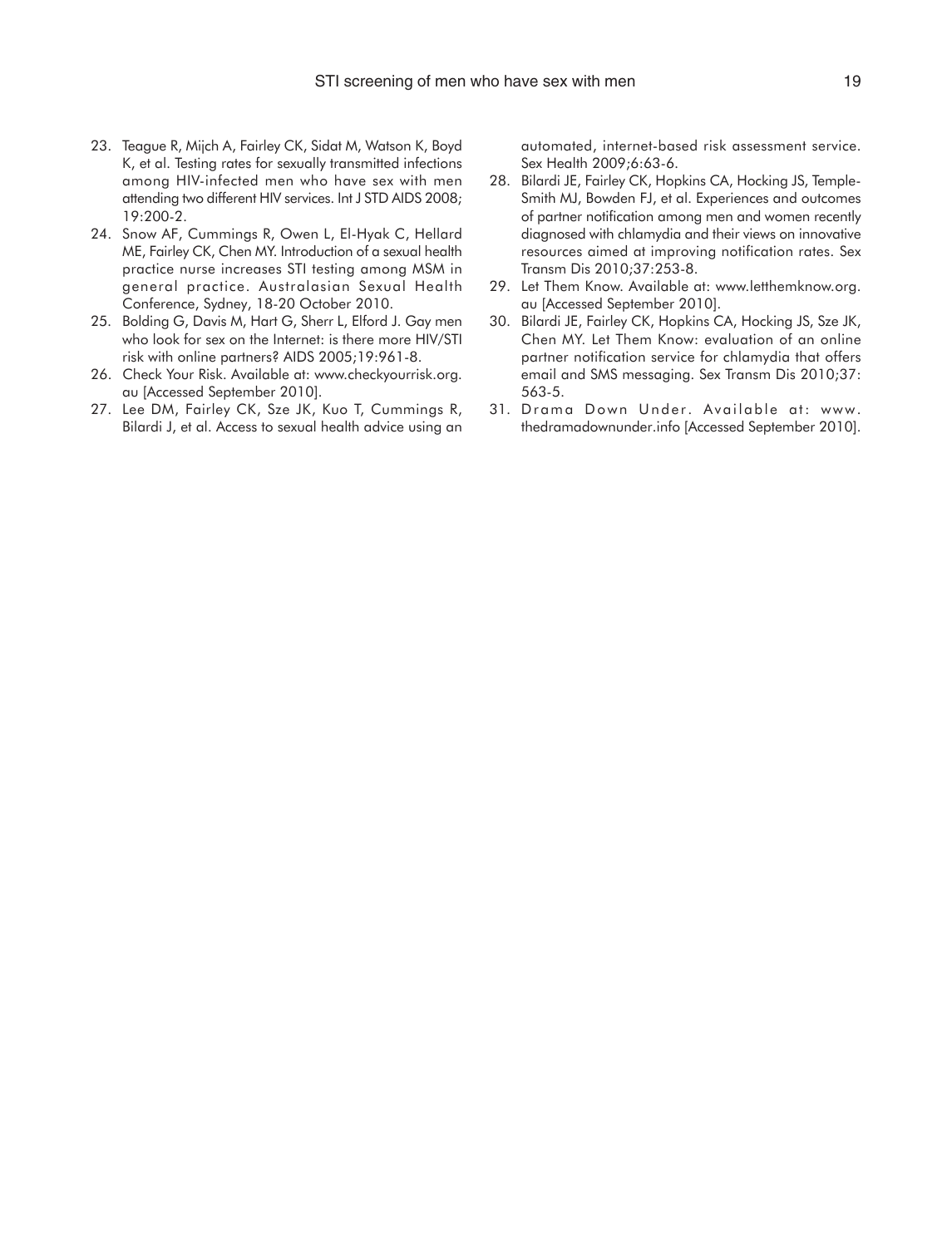23. Teague R, Mijch A, Fairley CK, Sidat M, Watson K, Boyd K, et al. Testing rates for sexually transmitted infections among HIV-infected men who have sex with men attending two different HIV services. Int J STD AIDS 2008; 19:200-2.
24. Snow AF, Cummings R, Owen L, El-Hyak C, Hellard ME, Fairley CK, Chen MY. Introduction of a sexual health practice nurse increases STI testing among MSM in general practice. Australasian Sexual Health Conference, Sydney, 18-20 October 2010.
25. Bolding G, Davis M, Hart G, Sherr L, Elford J. Gay men who look for sex on the Internet: is there more HIV/STI risk with online partners? AIDS 2005;19:961-8.
26. Check Your Risk. Available at: www.checkyourrisk.org.au [Accessed September 2010].
27. Lee DM, Fairley CK, Sze JK, Kuo T, Cummings R, Bilardi J, et al. Access to sexual health advice using an automated, internet-based risk assessment service. Sex Health 2009;6:63-6.
28. Bilardi JE, Fairley CK, Hopkins CA, Hocking JS, Temple-Smith MJ, Bowden FJ, et al. Experiences and outcomes of partner notification among men and women recently diagnosed with chlamydia and their views on innovative resources aimed at improving notification rates. Sex Transm Dis 2010;37:253-8.
29. Let Them Know. Available at: www.letthemknow.org.au [Accessed September 2010].
30. Bilardi JE, Fairley CK, Hopkins CA, Hocking JS, Sze JK, Chen MY. Let Them Know: evaluation of an online partner notification service for chlamydia that offers email and SMS messaging. Sex Transm Dis 2010;37: 563-5.
31. Drama Down Under. Available at: www.thedramadownunder.info [Accessed September 2010].